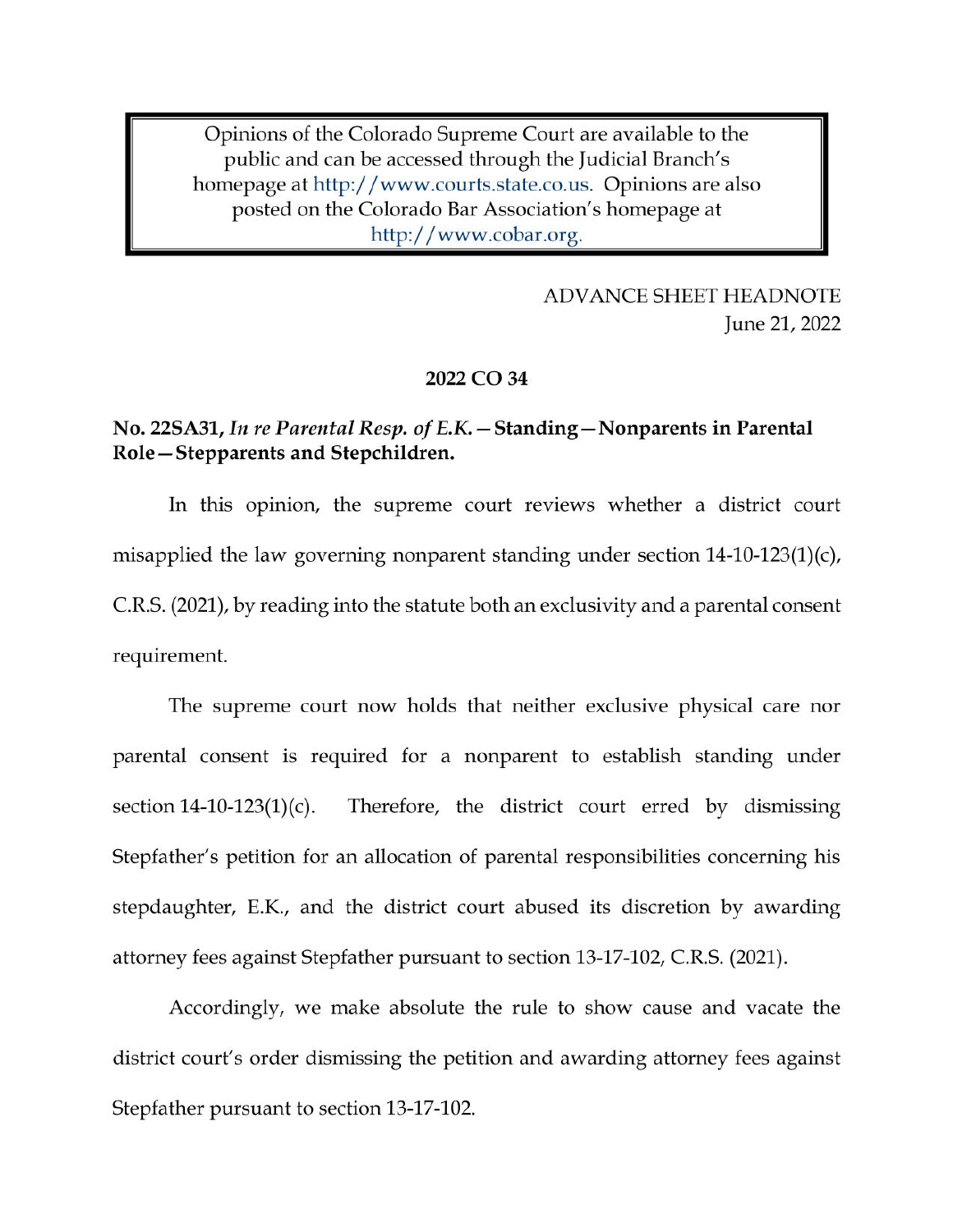Opinions of the Colorado Supreme Court are available to the public and can be accessed through the Judicial Branch's homepage at http://www.courts.state.co.us. Opinions are also posted on the Colorado Bar Association's homepage at http://www.cobar.org.

ADVANCE SHEET HEADNOTE
June 21, 2022

**2022 CO 34**

**No. 22SA31, *In re Parental Resp. of E.K.* — Standing — Nonparents in Parental Role — Stepparents and Stepchildren.**

In this opinion, the supreme court reviews whether a district court misapplied the law governing nonparent standing under section 14-10-123(1)(c), C.R.S. (2021), by reading into the statute both an exclusivity and a parental consent requirement.

The supreme court now holds that neither exclusive physical care nor parental consent is required for a nonparent to establish standing under section 14-10-123(1)(c). Therefore, the district court erred by dismissing Stepfather's petition for an allocation of parental responsibilities concerning his stepdaughter, E.K., and the district court abused its discretion by awarding attorney fees against Stepfather pursuant to section 13-17-102, C.R.S. (2021).

Accordingly, we make absolute the rule to show cause and vacate the district court's order dismissing the petition and awarding attorney fees against Stepfather pursuant to section 13-17-102.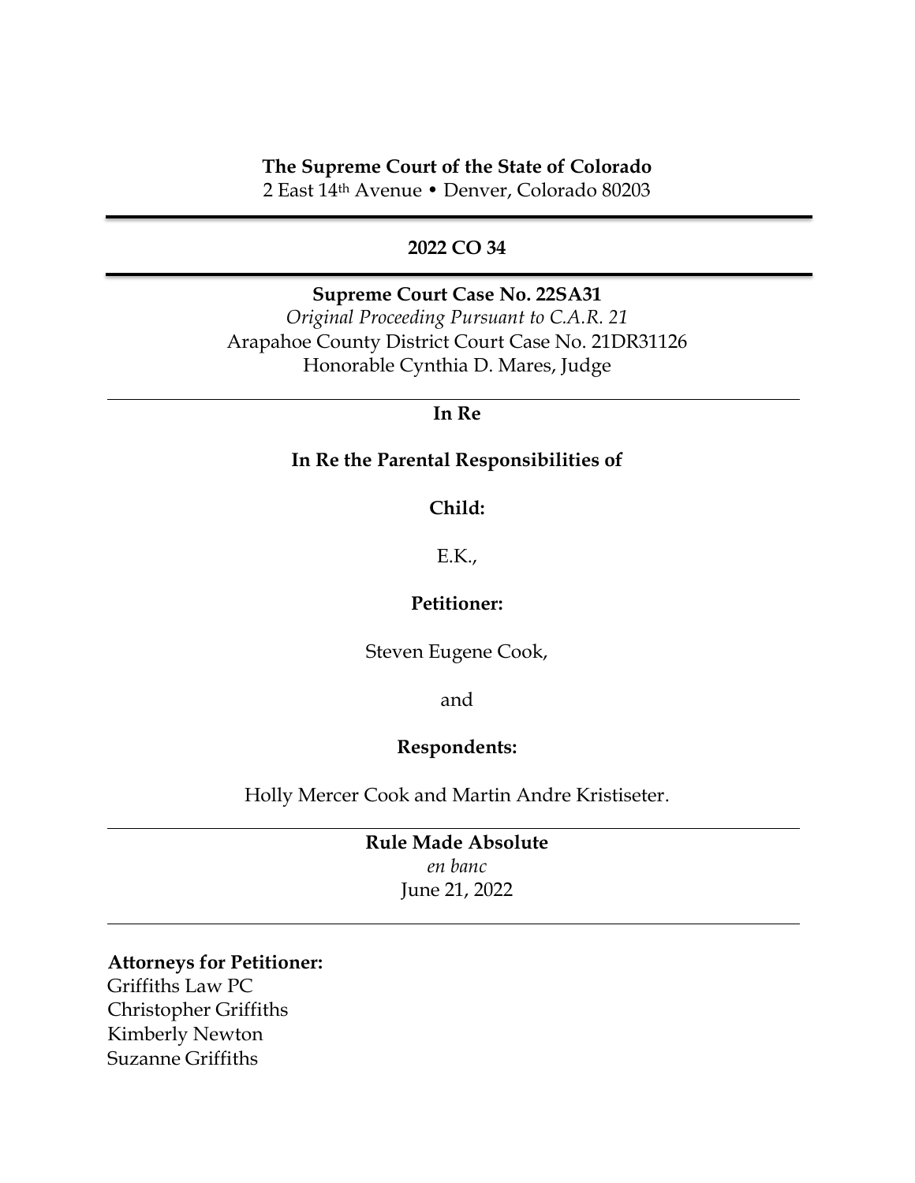**The Supreme Court of the State of Colorado**
2 East 14th Avenue • Denver, Colorado 80203

---

**2022 CO 34**

---

**Supreme Court Case No. 22SA31**
*Original Proceeding Pursuant to C.A.R. 21*
Arapahoe County District Court Case No. 21DR31126
Honorable Cynthia D. Mares, Judge

---

**In Re**

**In Re the Parental Responsibilities of**

**Child:**

E.K.,

**Petitioner:**

Steven Eugene Cook,

and

**Respondents:**

Holly Mercer Cook and Martin Andre Kristiseter.

---

**Rule Made Absolute**
*en banc*
June 21, 2022

---

**Attorneys for Petitioner:**
Griffiths Law PC
Christopher Griffiths
Kimberly Newton
Suzanne Griffiths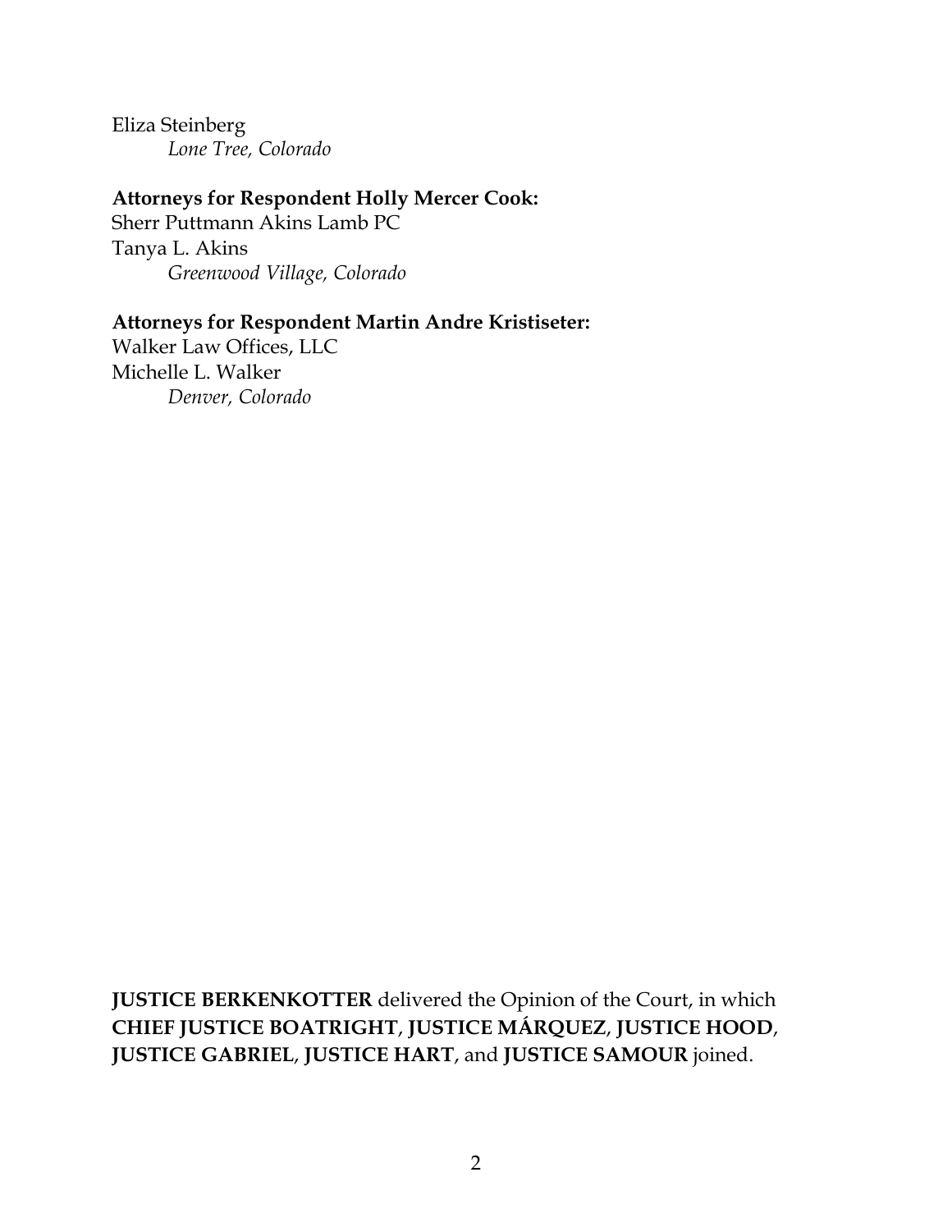Eliza Steinberg

*Lone Tree, Colorado*

**Attorneys for Respondent Holly Mercer Cook:**

Sherr Puttmann Akins Lamb PC

Tanya L. Akins

*Greenwood Village, Colorado*

**Attorneys for Respondent Martin Andre Kristiseter:**

Walker Law Offices, LLC

Michelle L. Walker

*Denver, Colorado*

**JUSTICE BERKENKOTTER** delivered the Opinion of the Court, in which **CHIEF JUSTICE BOATRIGHT**, **JUSTICE MÁRQUEZ**, **JUSTICE HOOD**, **JUSTICE GABRIEL**, **JUSTICE HART**, and **JUSTICE SAMOUR** joined.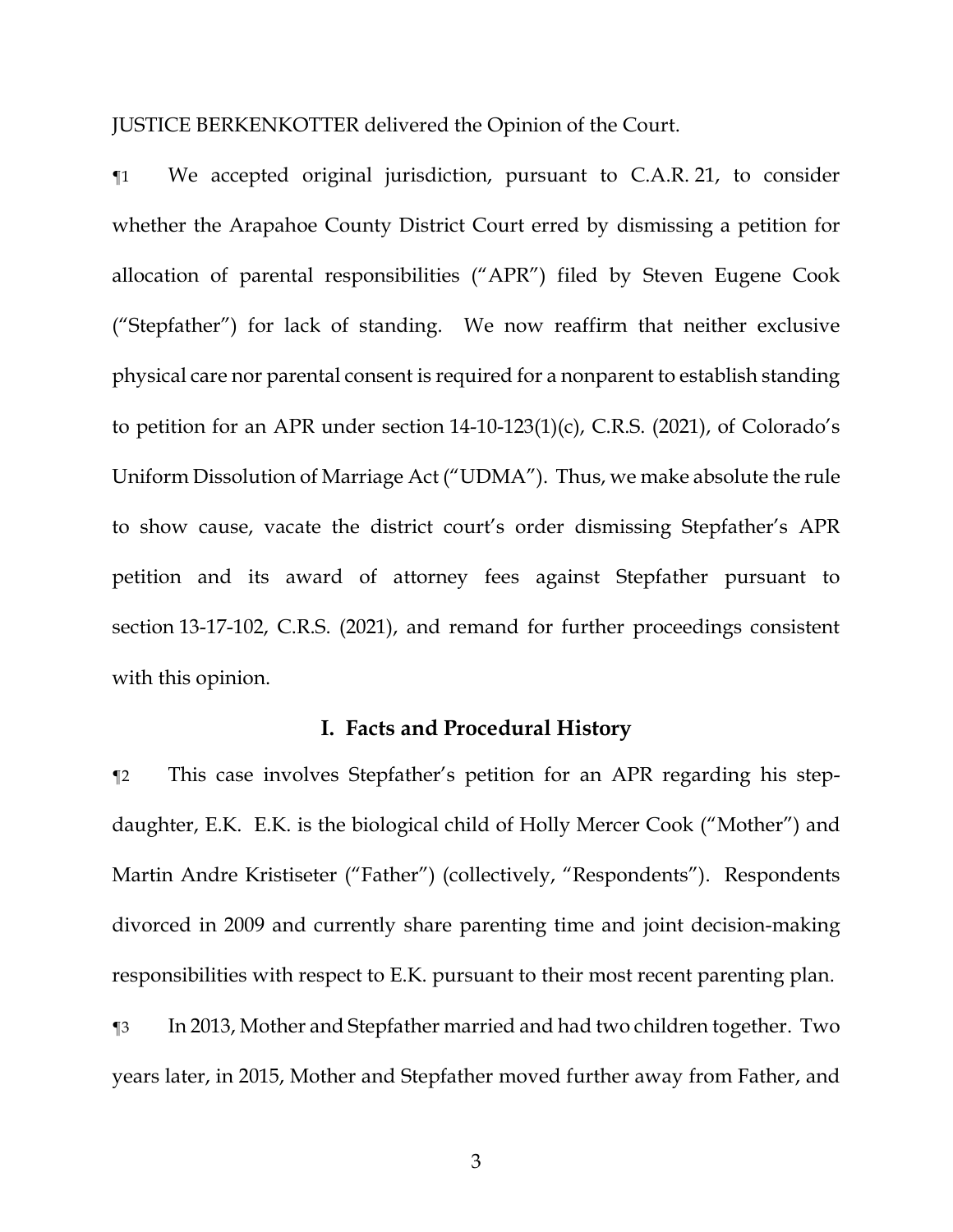JUSTICE BERKENKOTTER delivered the Opinion of the Court.

¶1 We accepted original jurisdiction, pursuant to C.A.R. 21, to consider whether the Arapahoe County District Court erred by dismissing a petition for allocation of parental responsibilities ("APR") filed by Steven Eugene Cook ("Stepfather") for lack of standing. We now reaffirm that neither exclusive physical care nor parental consent is required for a nonparent to establish standing to petition for an APR under section 14-10-123(1)(c), C.R.S. (2021), of Colorado's Uniform Dissolution of Marriage Act ("UDMA"). Thus, we make absolute the rule to show cause, vacate the district court's order dismissing Stepfather's APR petition and its award of attorney fees against Stepfather pursuant to section 13-17-102, C.R.S. (2021), and remand for further proceedings consistent with this opinion.

## I. Facts and Procedural History

¶2 This case involves Stepfather's petition for an APR regarding his step-daughter, E.K. E.K. is the biological child of Holly Mercer Cook ("Mother") and Martin Andre Kristiseter ("Father") (collectively, "Respondents"). Respondents divorced in 2009 and currently share parenting time and joint decision-making responsibilities with respect to E.K. pursuant to their most recent parenting plan.

¶3 In 2013, Mother and Stepfather married and had two children together. Two years later, in 2015, Mother and Stepfather moved further away from Father, and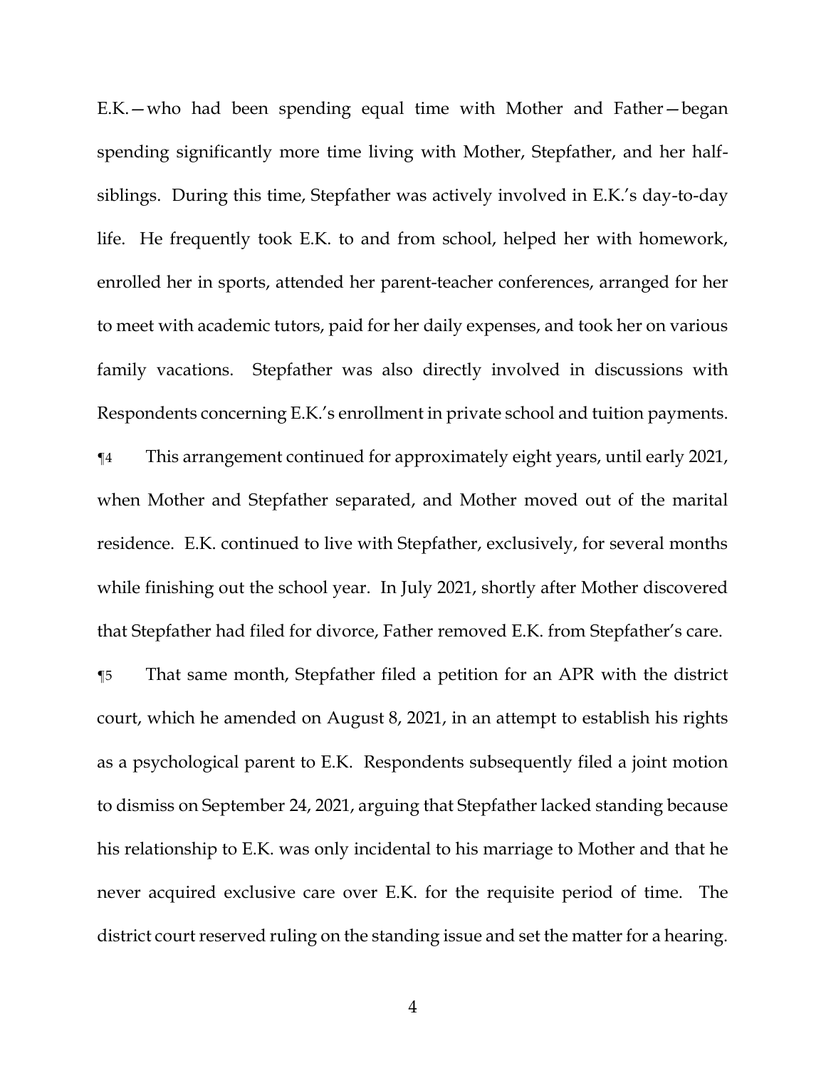E.K.—who had been spending equal time with Mother and Father—began spending significantly more time living with Mother, Stepfather, and her half-siblings. During this time, Stepfather was actively involved in E.K.'s day-to-day life. He frequently took E.K. to and from school, helped her with homework, enrolled her in sports, attended her parent-teacher conferences, arranged for her to meet with academic tutors, paid for her daily expenses, and took her on various family vacations. Stepfather was also directly involved in discussions with Respondents concerning E.K.'s enrollment in private school and tuition payments.

¶4 This arrangement continued for approximately eight years, until early 2021, when Mother and Stepfather separated, and Mother moved out of the marital residence. E.K. continued to live with Stepfather, exclusively, for several months while finishing out the school year. In July 2021, shortly after Mother discovered that Stepfather had filed for divorce, Father removed E.K. from Stepfather's care.

¶5 That same month, Stepfather filed a petition for an APR with the district court, which he amended on August 8, 2021, in an attempt to establish his rights as a psychological parent to E.K. Respondents subsequently filed a joint motion to dismiss on September 24, 2021, arguing that Stepfather lacked standing because his relationship to E.K. was only incidental to his marriage to Mother and that he never acquired exclusive care over E.K. for the requisite period of time. The district court reserved ruling on the standing issue and set the matter for a hearing.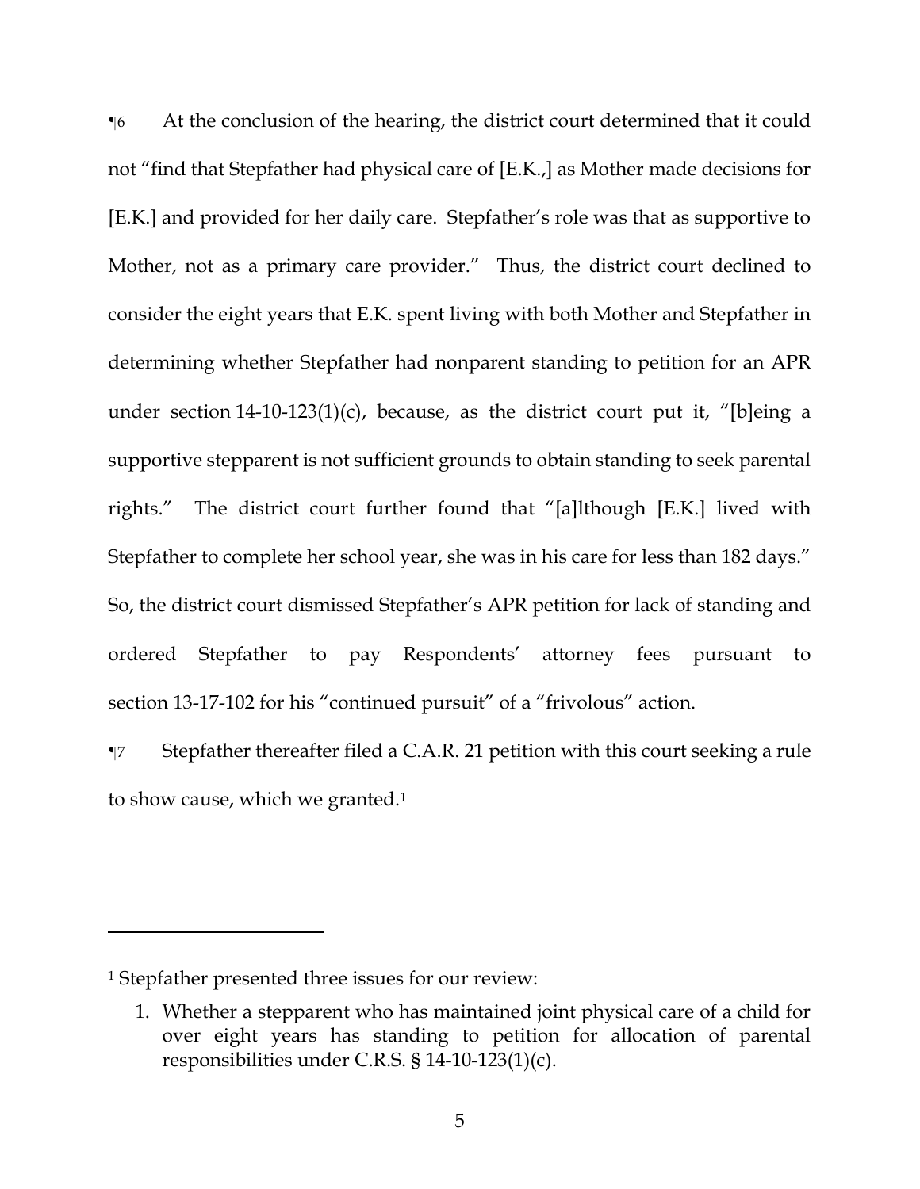¶6 At the conclusion of the hearing, the district court determined that it could not "find that Stepfather had physical care of [E.K.,] as Mother made decisions for [E.K.] and provided for her daily care. Stepfather's role was that as supportive to Mother, not as a primary care provider." Thus, the district court declined to consider the eight years that E.K. spent living with both Mother and Stepfather in determining whether Stepfather had nonparent standing to petition for an APR under section 14-10-123(1)(c), because, as the district court put it, "[b]eing a supportive stepparent is not sufficient grounds to obtain standing to seek parental rights." The district court further found that "[a]lthough [E.K.] lived with Stepfather to complete her school year, she was in his care for less than 182 days." So, the district court dismissed Stepfather's APR petition for lack of standing and ordered Stepfather to pay Respondents' attorney fees pursuant to section 13-17-102 for his "continued pursuit" of a "frivolous" action.

¶7 Stepfather thereafter filed a C.A.R. 21 petition with this court seeking a rule to show cause, which we granted.[1]

---

[1] Stepfather presented three issues for our review:

1. Whether a stepparent who has maintained joint physical care of a child for over eight years has standing to petition for allocation of parental responsibilities under C.R.S. § 14-10-123(1)(c).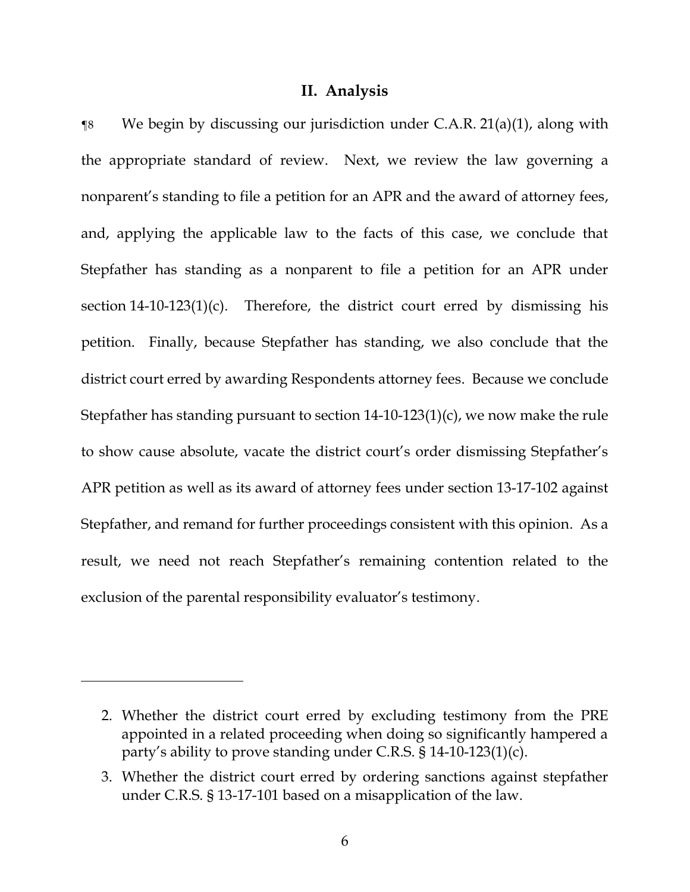## II. Analysis

¶8 We begin by discussing our jurisdiction under C.A.R. 21(a)(1), along with the appropriate standard of review. Next, we review the law governing a nonparent's standing to file a petition for an APR and the award of attorney fees, and, applying the applicable law to the facts of this case, we conclude that Stepfather has standing as a nonparent to file a petition for an APR under section 14-10-123(1)(c). Therefore, the district court erred by dismissing his petition. Finally, because Stepfather has standing, we also conclude that the district court erred by awarding Respondents attorney fees. Because we conclude Stepfather has standing pursuant to section 14-10-123(1)(c), we now make the rule to show cause absolute, vacate the district court's order dismissing Stepfather's APR petition as well as its award of attorney fees under section 13-17-102 against Stepfather, and remand for further proceedings consistent with this opinion. As a result, we need not reach Stepfather's remaining contention related to the exclusion of the parental responsibility evaluator's testimony.

---

2. Whether the district court erred by excluding testimony from the PRE appointed in a related proceeding when doing so significantly hampered a party's ability to prove standing under C.R.S. § 14-10-123(1)(c).
3. Whether the district court erred by ordering sanctions against stepfather under C.R.S. § 13-17-101 based on a misapplication of the law.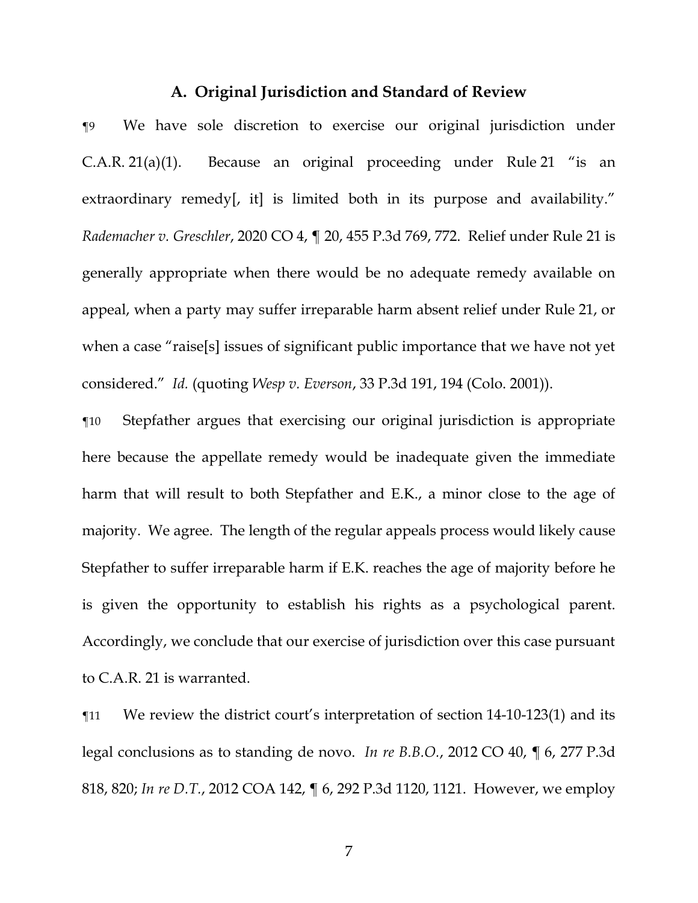### A. Original Jurisdiction and Standard of Review

¶9 We have sole discretion to exercise our original jurisdiction under C.A.R. 21(a)(1). Because an original proceeding under Rule 21 "is an extraordinary remedy[, it] is limited both in its purpose and availability." *Rademacher v. Greschler*, 2020 CO 4, ¶ 20, 455 P.3d 769, 772. Relief under Rule 21 is generally appropriate when there would be no adequate remedy available on appeal, when a party may suffer irreparable harm absent relief under Rule 21, or when a case "raise[s] issues of significant public importance that we have not yet considered." *Id.* (quoting *Wesp v. Everson*, 33 P.3d 191, 194 (Colo. 2001)).

¶10 Stepfather argues that exercising our original jurisdiction is appropriate here because the appellate remedy would be inadequate given the immediate harm that will result to both Stepfather and E.K., a minor close to the age of majority. We agree. The length of the regular appeals process would likely cause Stepfather to suffer irreparable harm if E.K. reaches the age of majority before he is given the opportunity to establish his rights as a psychological parent. Accordingly, we conclude that our exercise of jurisdiction over this case pursuant to C.A.R. 21 is warranted.

¶11 We review the district court's interpretation of section 14-10-123(1) and its legal conclusions as to standing de novo. *In re B.B.O.*, 2012 CO 40, ¶ 6, 277 P.3d 818, 820; *In re D.T.*, 2012 COA 142, ¶ 6, 292 P.3d 1120, 1121. However, we employ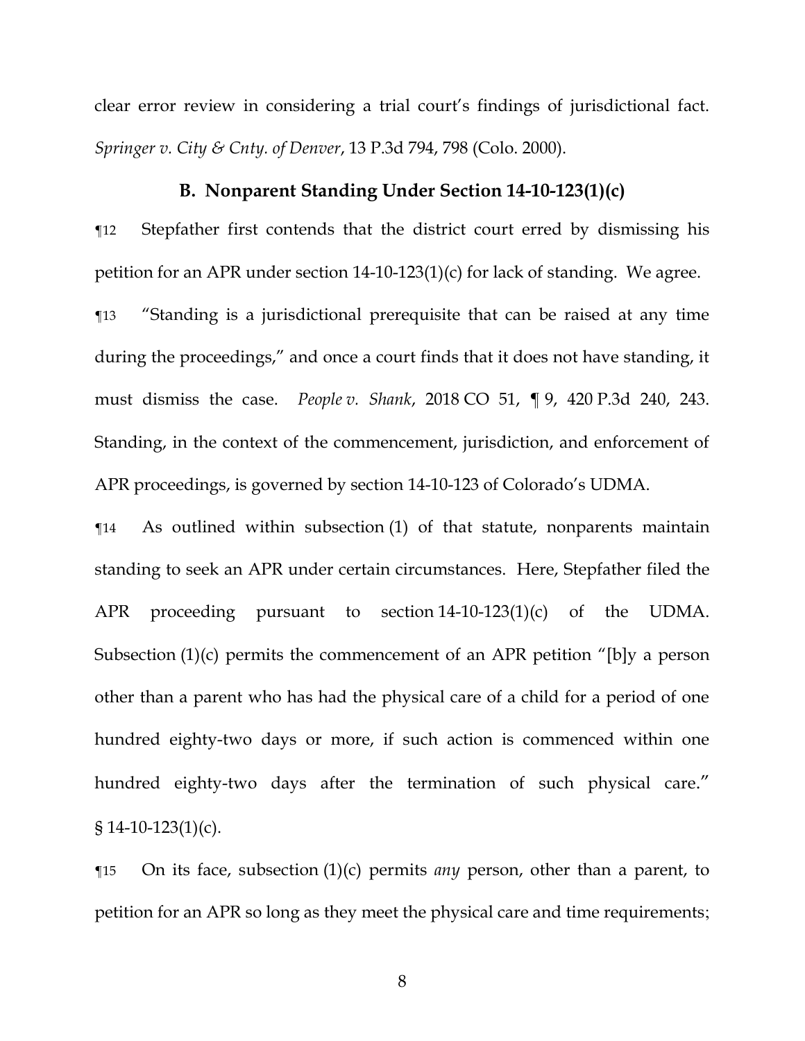clear error review in considering a trial court's findings of jurisdictional fact. *Springer v. City & Cnty. of Denver*, 13 P.3d 794, 798 (Colo. 2000).

### B. Nonparent Standing Under Section 14-10-123(1)(c)

¶12 Stepfather first contends that the district court erred by dismissing his petition for an APR under section 14-10-123(1)(c) for lack of standing. We agree.

¶13 "Standing is a jurisdictional prerequisite that can be raised at any time during the proceedings," and once a court finds that it does not have standing, it must dismiss the case. *People v. Shank*, 2018 CO 51, ¶ 9, 420 P.3d 240, 243. Standing, in the context of the commencement, jurisdiction, and enforcement of APR proceedings, is governed by section 14-10-123 of Colorado's UDMA.

¶14 As outlined within subsection (1) of that statute, nonparents maintain standing to seek an APR under certain circumstances. Here, Stepfather filed the APR proceeding pursuant to section 14-10-123(1)(c) of the UDMA. Subsection (1)(c) permits the commencement of an APR petition "[b]y a person other than a parent who has had the physical care of a child for a period of one hundred eighty-two days or more, if such action is commenced within one hundred eighty-two days after the termination of such physical care." § 14-10-123(1)(c).

¶15 On its face, subsection (1)(c) permits *any* person, other than a parent, to petition for an APR so long as they meet the physical care and time requirements;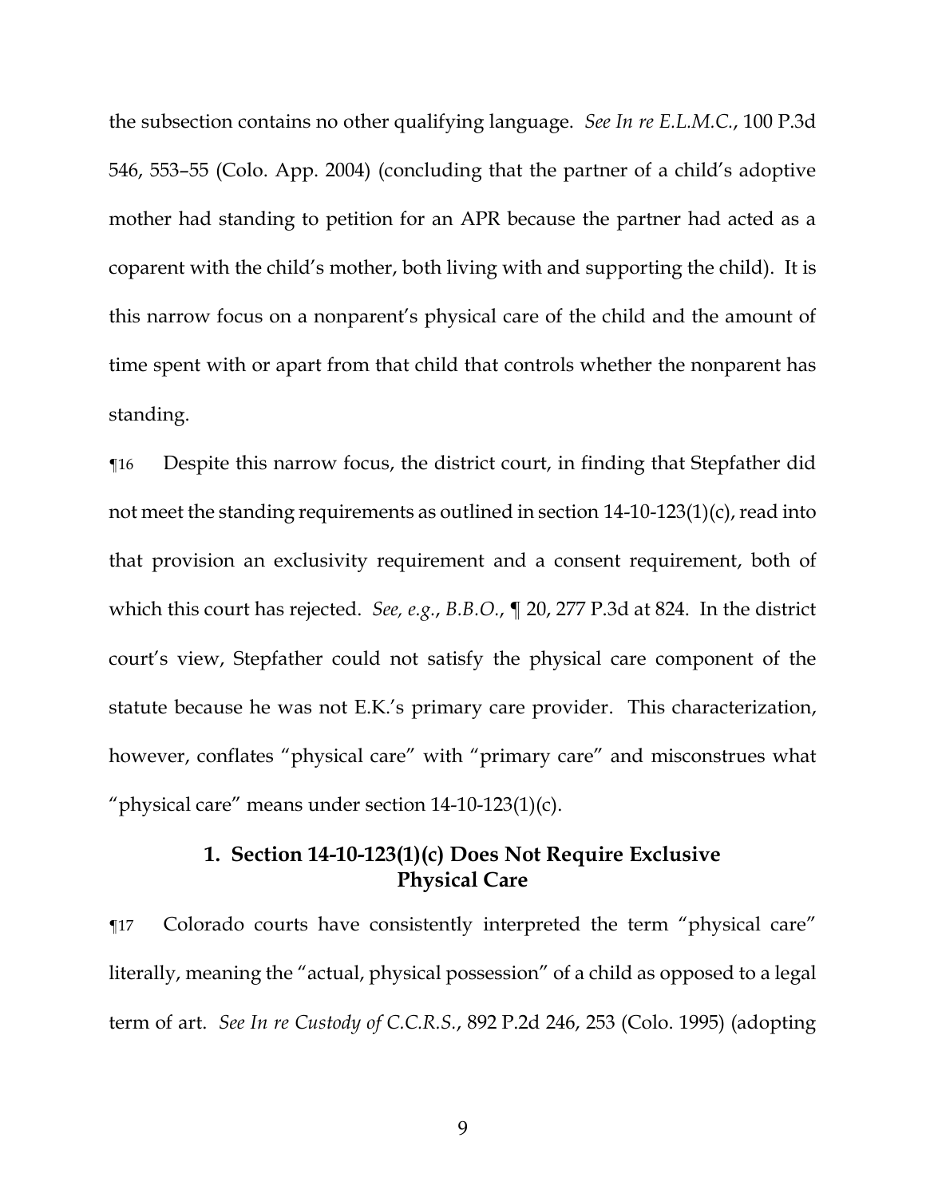the subsection contains no other qualifying language. *See In re E.L.M.C.*, 100 P.3d 546, 553–55 (Colo. App. 2004) (concluding that the partner of a child's adoptive mother had standing to petition for an APR because the partner had acted as a coparent with the child's mother, both living with and supporting the child). It is this narrow focus on a nonparent's physical care of the child and the amount of time spent with or apart from that child that controls whether the nonparent has standing.

¶16 Despite this narrow focus, the district court, in finding that Stepfather did not meet the standing requirements as outlined in section 14-10-123(1)(c), read into that provision an exclusivity requirement and a consent requirement, both of which this court has rejected. *See, e.g.*, *B.B.O.*, ¶ 20, 277 P.3d at 824. In the district court's view, Stepfather could not satisfy the physical care component of the statute because he was not E.K.'s primary care provider. This characterization, however, conflates "physical care" with "primary care" and misconstrues what "physical care" means under section 14-10-123(1)(c).

### 1. Section 14-10-123(1)(c) Does Not Require Exclusive Physical Care

¶17 Colorado courts have consistently interpreted the term "physical care" literally, meaning the "actual, physical possession" of a child as opposed to a legal term of art. *See In re Custody of C.C.R.S.*, 892 P.2d 246, 253 (Colo. 1995) (adopting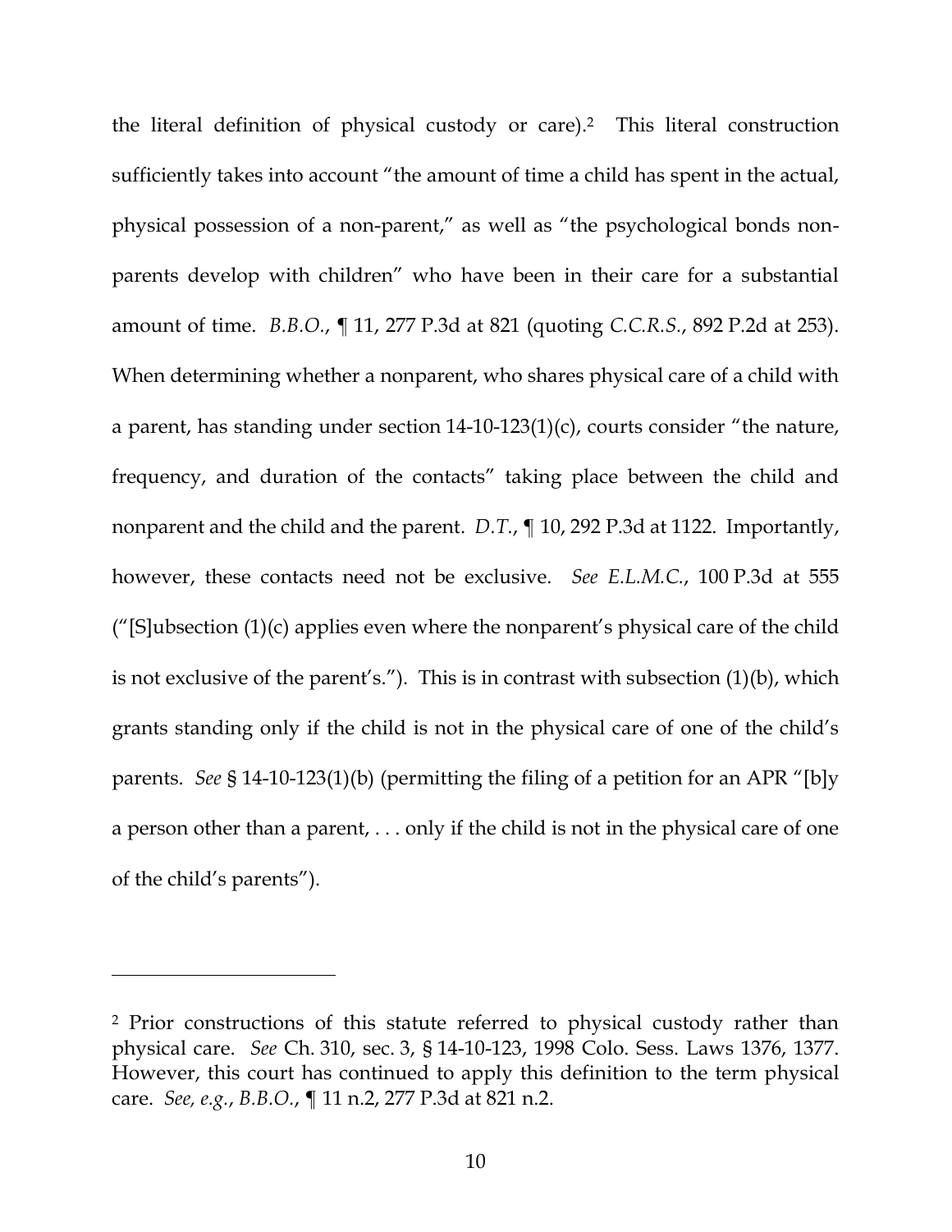the literal definition of physical custody or care).[2] This literal construction sufficiently takes into account "the amount of time a child has spent in the actual, physical possession of a non-parent," as well as "the psychological bonds non-parents develop with children" who have been in their care for a substantial amount of time. *B.B.O.*, ¶ 11, 277 P.3d at 821 (quoting *C.C.R.S.*, 892 P.2d at 253). When determining whether a nonparent, who shares physical care of a child with a parent, has standing under section 14-10-123(1)(c), courts consider "the nature, frequency, and duration of the contacts" taking place between the child and nonparent and the child and the parent. *D.T.*, ¶ 10, 292 P.3d at 1122. Importantly, however, these contacts need not be exclusive. *See E.L.M.C.*, 100 P.3d at 555 ("[S]ubsection (1)(c) applies even where the nonparent's physical care of the child is not exclusive of the parent's."). This is in contrast with subsection (1)(b), which grants standing only if the child is not in the physical care of one of the child's parents. *See* § 14-10-123(1)(b) (permitting the filing of a petition for an APR "[b]y a person other than a parent, . . . only if the child is not in the physical care of one of the child's parents").

---

[2] Prior constructions of this statute referred to physical custody rather than physical care. *See* Ch. 310, sec. 3, § 14-10-123, 1998 Colo. Sess. Laws 1376, 1377. However, this court has continued to apply this definition to the term physical care. *See, e.g.*, *B.B.O.*, ¶ 11 n.2, 277 P.3d at 821 n.2.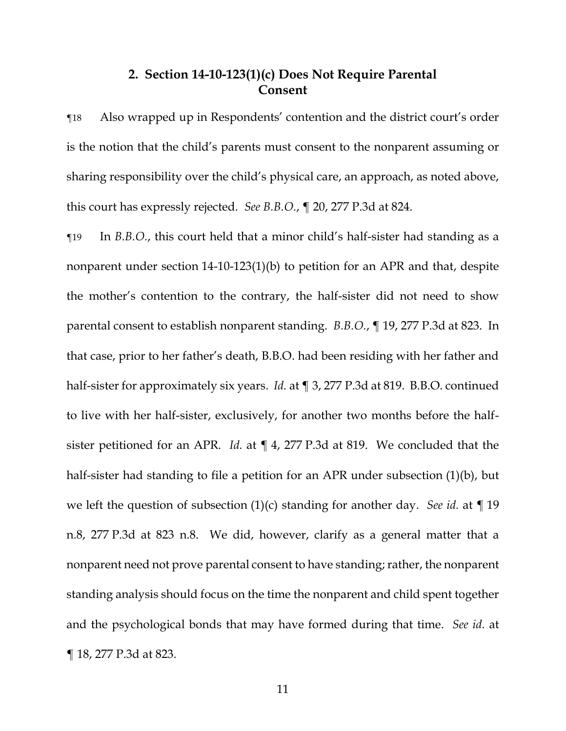## 2. Section 14-10-123(1)(c) Does Not Require Parental Consent

¶18 Also wrapped up in Respondents' contention and the district court's order is the notion that the child's parents must consent to the nonparent assuming or sharing responsibility over the child's physical care, an approach, as noted above, this court has expressly rejected. *See B.B.O.*, ¶ 20, 277 P.3d at 824.

¶19 In *B.B.O.*, this court held that a minor child's half-sister had standing as a nonparent under section 14-10-123(1)(b) to petition for an APR and that, despite the mother's contention to the contrary, the half-sister did not need to show parental consent to establish nonparent standing. *B.B.O.*, ¶ 19, 277 P.3d at 823. In that case, prior to her father's death, B.B.O. had been residing with her father and half-sister for approximately six years. *Id.* at ¶ 3, 277 P.3d at 819. B.B.O. continued to live with her half-sister, exclusively, for another two months before the half-sister petitioned for an APR. *Id.* at ¶ 4, 277 P.3d at 819. We concluded that the half-sister had standing to file a petition for an APR under subsection (1)(b), but we left the question of subsection (1)(c) standing for another day. *See id.* at ¶ 19 n.8, 277 P.3d at 823 n.8. We did, however, clarify as a general matter that a nonparent need not prove parental consent to have standing; rather, the nonparent standing analysis should focus on the time the nonparent and child spent together and the psychological bonds that may have formed during that time. *See id.* at ¶ 18, 277 P.3d at 823.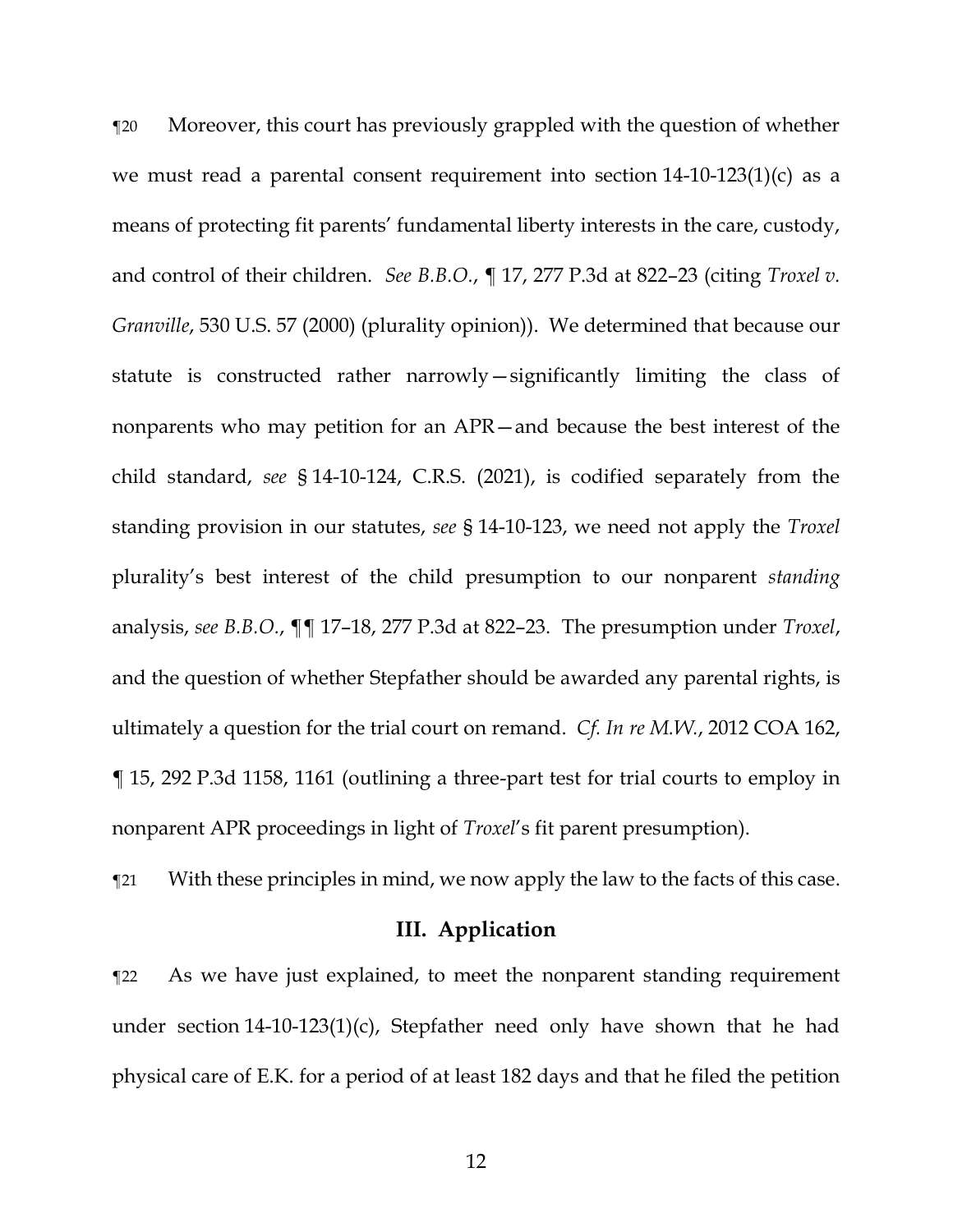¶20 Moreover, this court has previously grappled with the question of whether we must read a parental consent requirement into section 14-10-123(1)(c) as a means of protecting fit parents' fundamental liberty interests in the care, custody, and control of their children. *See B.B.O.*, ¶ 17, 277 P.3d at 822–23 (citing *Troxel v. Granville*, 530 U.S. 57 (2000) (plurality opinion)). We determined that because our statute is constructed rather narrowly—significantly limiting the class of nonparents who may petition for an APR—and because the best interest of the child standard, *see* § 14-10-124, C.R.S. (2021), is codified separately from the standing provision in our statutes, *see* § 14-10-123, we need not apply the *Troxel* plurality's best interest of the child presumption to our nonparent *standing* analysis, *see B.B.O.*, ¶¶ 17–18, 277 P.3d at 822–23. The presumption under *Troxel*, and the question of whether Stepfather should be awarded any parental rights, is ultimately a question for the trial court on remand. *Cf. In re M.W.*, 2012 COA 162, ¶ 15, 292 P.3d 1158, 1161 (outlining a three-part test for trial courts to employ in nonparent APR proceedings in light of *Troxel*'s fit parent presumption).

¶21 With these principles in mind, we now apply the law to the facts of this case.

## III. Application

¶22 As we have just explained, to meet the nonparent standing requirement under section 14-10-123(1)(c), Stepfather need only have shown that he had physical care of E.K. for a period of at least 182 days and that he filed the petition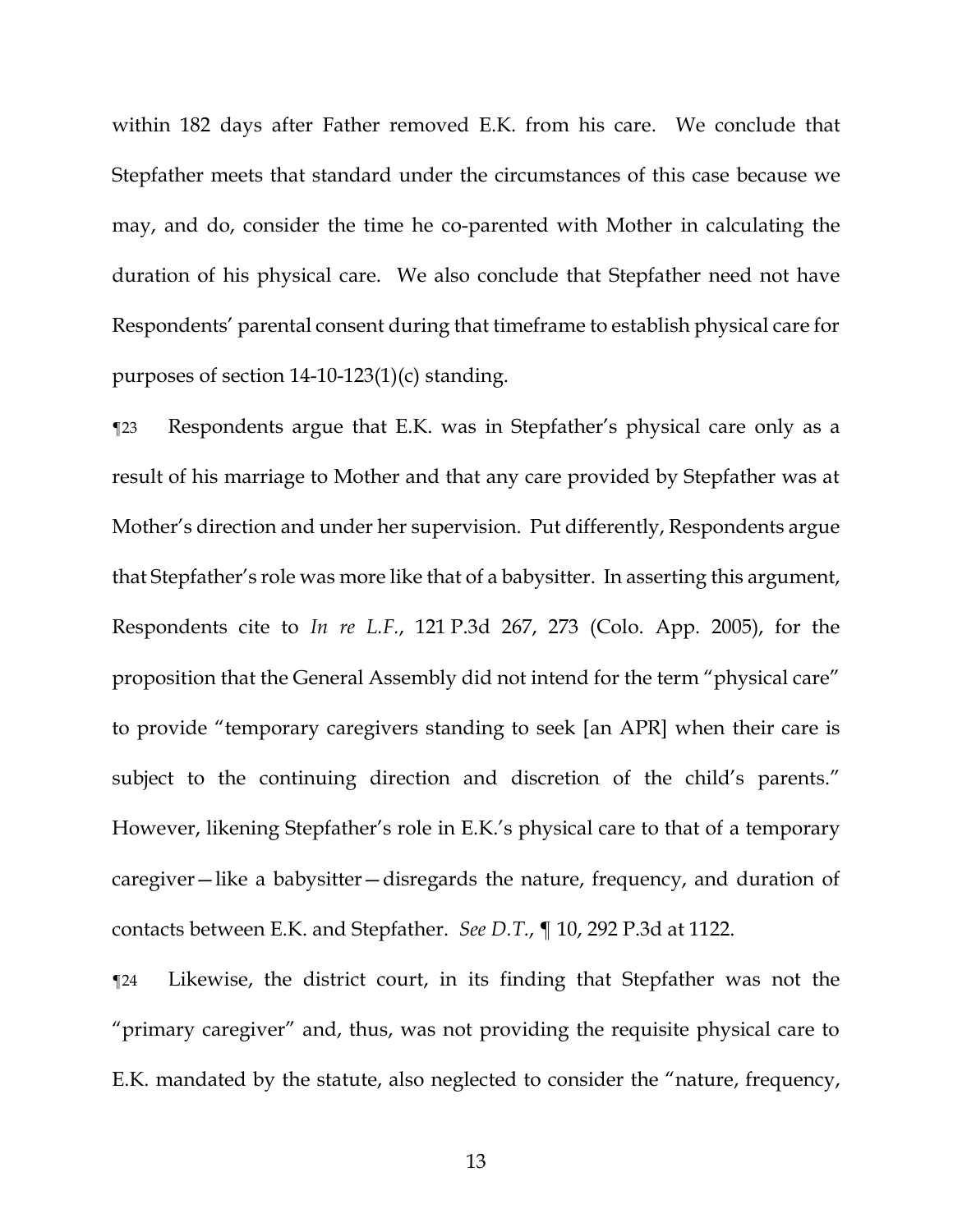within 182 days after Father removed E.K. from his care. We conclude that Stepfather meets that standard under the circumstances of this case because we may, and do, consider the time he co-parented with Mother in calculating the duration of his physical care. We also conclude that Stepfather need not have Respondents' parental consent during that timeframe to establish physical care for purposes of section 14-10-123(1)(c) standing.

¶23 Respondents argue that E.K. was in Stepfather's physical care only as a result of his marriage to Mother and that any care provided by Stepfather was at Mother's direction and under her supervision. Put differently, Respondents argue that Stepfather's role was more like that of a babysitter. In asserting this argument, Respondents cite to *In re L.F.*, 121 P.3d 267, 273 (Colo. App. 2005), for the proposition that the General Assembly did not intend for the term "physical care" to provide "temporary caregivers standing to seek [an APR] when their care is subject to the continuing direction and discretion of the child's parents." However, likening Stepfather's role in E.K.'s physical care to that of a temporary caregiver—like a babysitter—disregards the nature, frequency, and duration of contacts between E.K. and Stepfather. *See D.T.*, ¶ 10, 292 P.3d at 1122.

¶24 Likewise, the district court, in its finding that Stepfather was not the "primary caregiver" and, thus, was not providing the requisite physical care to E.K. mandated by the statute, also neglected to consider the "nature, frequency,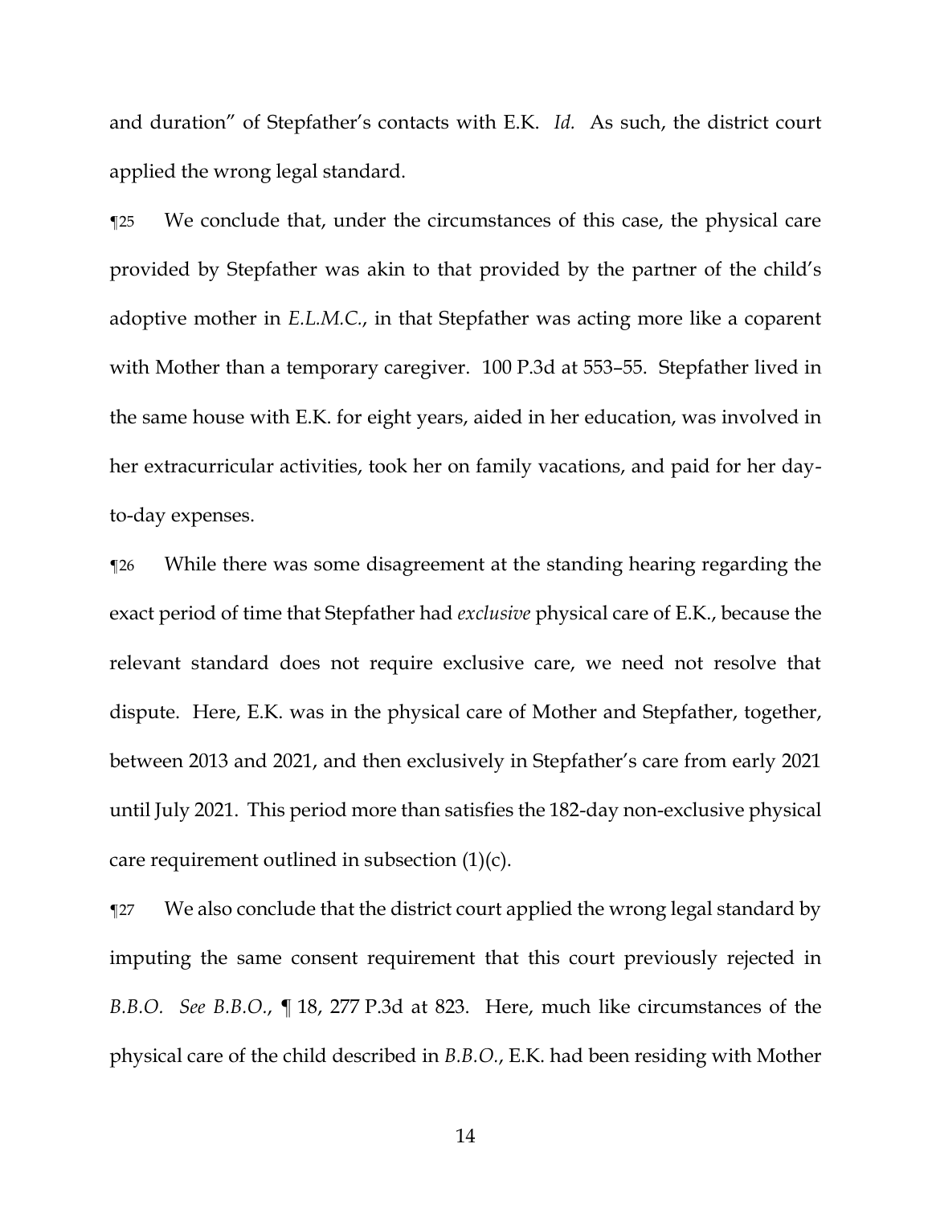and duration" of Stepfather's contacts with E.K. *Id.* As such, the district court applied the wrong legal standard.

¶25 We conclude that, under the circumstances of this case, the physical care provided by Stepfather was akin to that provided by the partner of the child's adoptive mother in *E.L.M.C.*, in that Stepfather was acting more like a coparent with Mother than a temporary caregiver. 100 P.3d at 553–55. Stepfather lived in the same house with E.K. for eight years, aided in her education, was involved in her extracurricular activities, took her on family vacations, and paid for her day-to-day expenses.

¶26 While there was some disagreement at the standing hearing regarding the exact period of time that Stepfather had *exclusive* physical care of E.K., because the relevant standard does not require exclusive care, we need not resolve that dispute. Here, E.K. was in the physical care of Mother and Stepfather, together, between 2013 and 2021, and then exclusively in Stepfather's care from early 2021 until July 2021. This period more than satisfies the 182-day non-exclusive physical care requirement outlined in subsection (1)(c).

¶27 We also conclude that the district court applied the wrong legal standard by imputing the same consent requirement that this court previously rejected in *B.B.O.* *See B.B.O.*, ¶ 18, 277 P.3d at 823. Here, much like circumstances of the physical care of the child described in *B.B.O.*, E.K. had been residing with Mother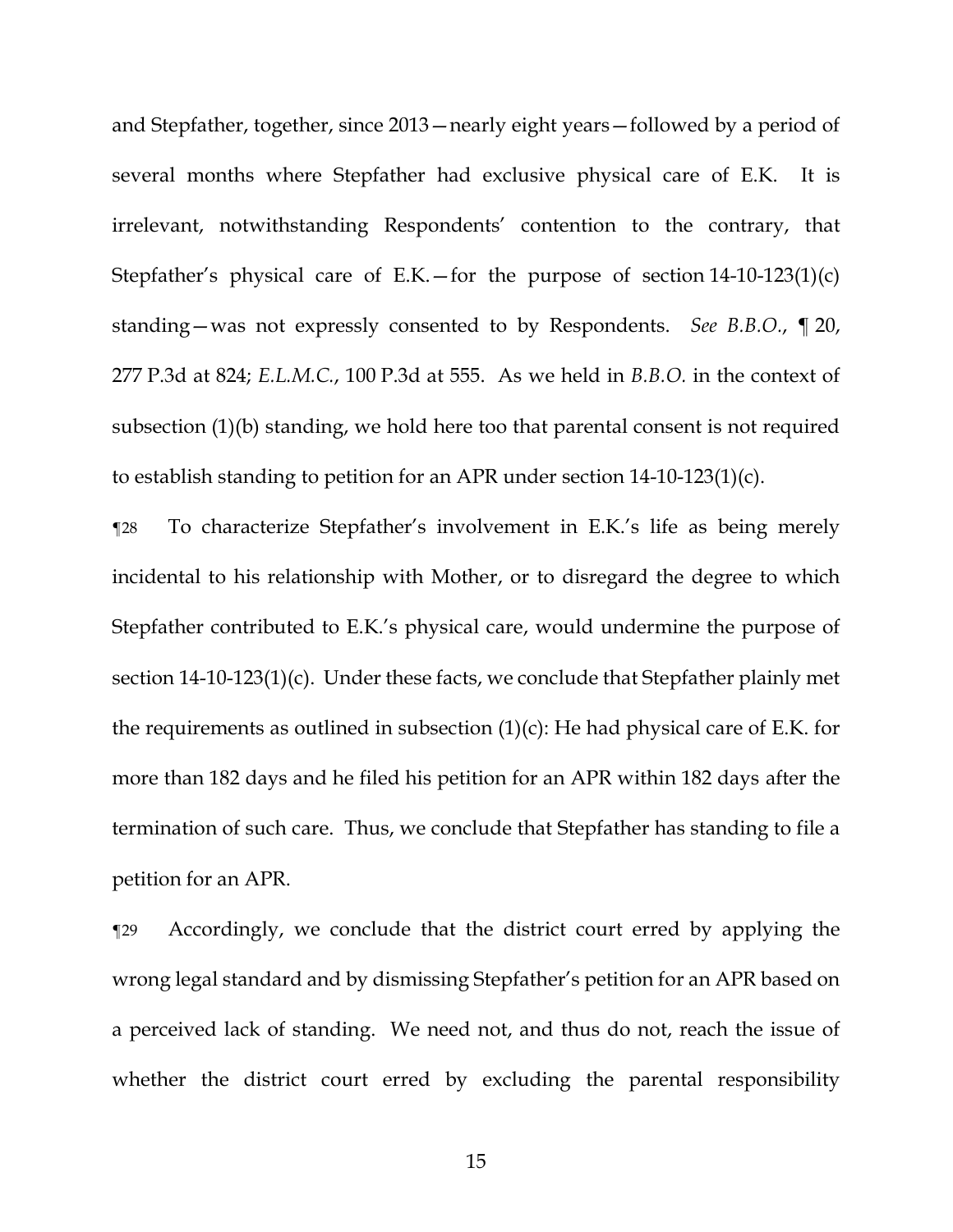and Stepfather, together, since 2013—nearly eight years—followed by a period of several months where Stepfather had exclusive physical care of E.K. It is irrelevant, notwithstanding Respondents' contention to the contrary, that Stepfather's physical care of E.K.—for the purpose of section 14-10-123(1)(c) standing—was not expressly consented to by Respondents. *See B.B.O.*, ¶ 20, 277 P.3d at 824; *E.L.M.C.*, 100 P.3d at 555. As we held in *B.B.O.* in the context of subsection (1)(b) standing, we hold here too that parental consent is not required to establish standing to petition for an APR under section 14-10-123(1)(c).

¶28 To characterize Stepfather's involvement in E.K.'s life as being merely incidental to his relationship with Mother, or to disregard the degree to which Stepfather contributed to E.K.'s physical care, would undermine the purpose of section 14-10-123(1)(c). Under these facts, we conclude that Stepfather plainly met the requirements as outlined in subsection (1)(c): He had physical care of E.K. for more than 182 days and he filed his petition for an APR within 182 days after the termination of such care. Thus, we conclude that Stepfather has standing to file a petition for an APR.

¶29 Accordingly, we conclude that the district court erred by applying the wrong legal standard and by dismissing Stepfather's petition for an APR based on a perceived lack of standing. We need not, and thus do not, reach the issue of whether the district court erred by excluding the parental responsibility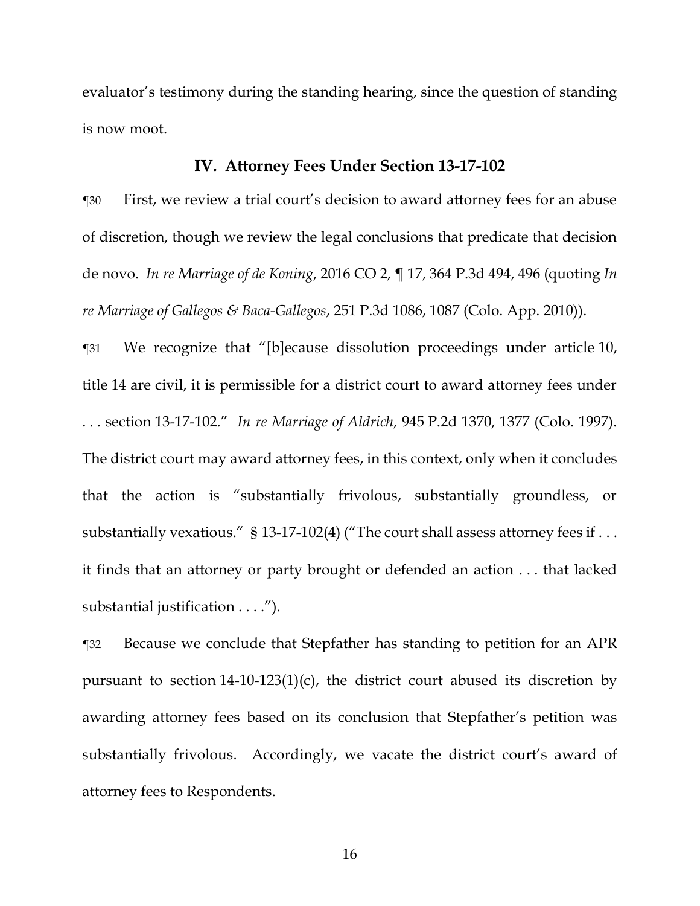evaluator's testimony during the standing hearing, since the question of standing is now moot.

## IV. Attorney Fees Under Section 13-17-102

¶30 First, we review a trial court's decision to award attorney fees for an abuse of discretion, though we review the legal conclusions that predicate that decision de novo. *In re Marriage of de Koning*, 2016 CO 2, ¶ 17, 364 P.3d 494, 496 (quoting *In re Marriage of Gallegos & Baca-Gallegos*, 251 P.3d 1086, 1087 (Colo. App. 2010)).

¶31 We recognize that "[b]ecause dissolution proceedings under article 10, title 14 are civil, it is permissible for a district court to award attorney fees under . . . section 13-17-102." *In re Marriage of Aldrich*, 945 P.2d 1370, 1377 (Colo. 1997). The district court may award attorney fees, in this context, only when it concludes that the action is "substantially frivolous, substantially groundless, or substantially vexatious." § 13-17-102(4) ("The court shall assess attorney fees if . . . it finds that an attorney or party brought or defended an action . . . that lacked substantial justification . . . .").

¶32 Because we conclude that Stepfather has standing to petition for an APR pursuant to section 14-10-123(1)(c), the district court abused its discretion by awarding attorney fees based on its conclusion that Stepfather's petition was substantially frivolous. Accordingly, we vacate the district court's award of attorney fees to Respondents.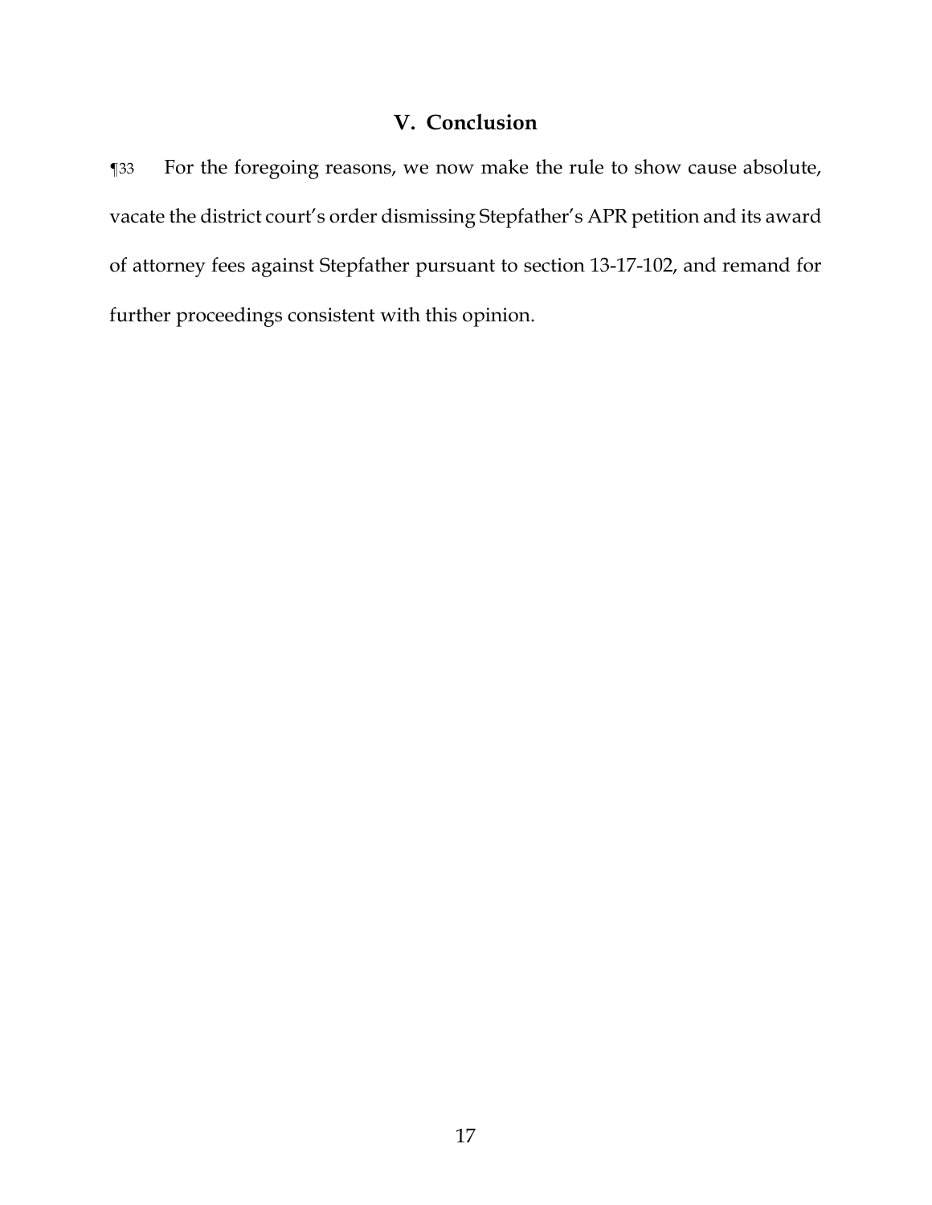## V. Conclusion

¶33 For the foregoing reasons, we now make the rule to show cause absolute, vacate the district court's order dismissing Stepfather's APR petition and its award of attorney fees against Stepfather pursuant to section 13-17-102, and remand for further proceedings consistent with this opinion.